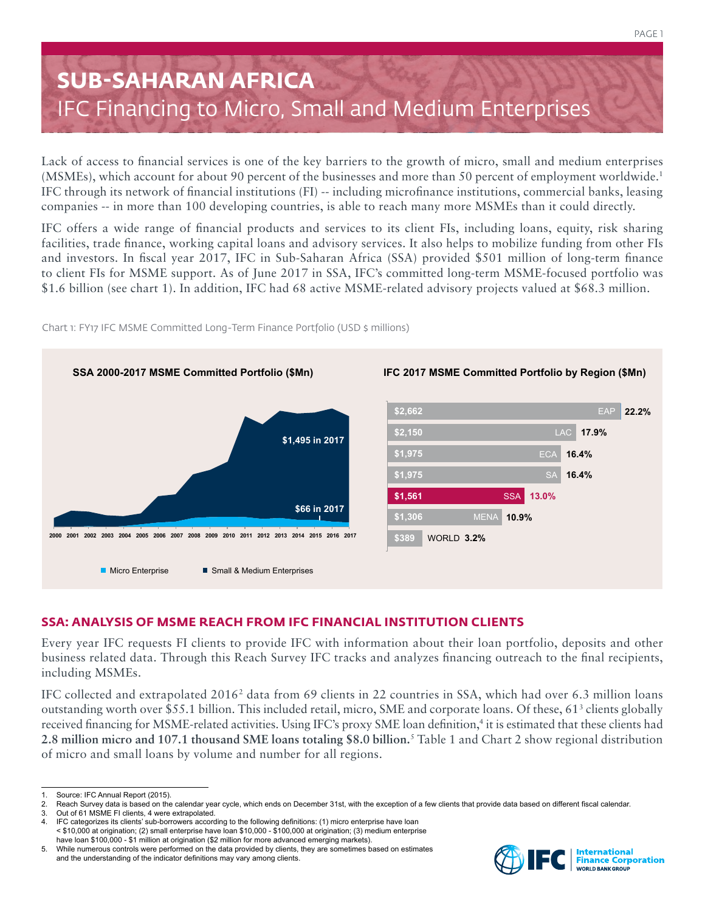# SUB-SAHARAN AFRICA

## IFC Financing to Micro, Small and Medium Enterprises

Lack of access to financial services is one of the key barriers to the growth of micro, small and medium enterprises (MSMEs), which account for about 90 percent of the businesses and more than 50 percent of employment worldwide.[1] IFC through its network of financial institutions (FI) -- including microfinance institutions, commercial banks, leasing companies -- in more than 100 developing countries, is able to reach many more MSMEs than it could directly.

IFC offers a wide range of financial products and services to its client FIs, including loans, equity, risk sharing facilities, trade finance, working capital loans and advisory services. It also helps to mobilize funding from other FIs and investors. In fiscal year 2017, IFC in Sub-Saharan Africa (SSA) provided $501 million of long-term finance to client FIs for MSME support. As of June 2017 in SSA, IFC's committed long-term MSME-focused portfolio was $1.6 billion (see chart 1). In addition, IFC had 68 active MSME-related advisory projects valued at $68.3 million.

Chart 1: FY17 IFC MSME Committed Long-Term Finance Portfolio (USD $ millions)

**SSA 2000-2017 MSME Committed Portfolio ($Mn)**

$1,495 in 2017 (Small & Medium Enterprises); $66 in 2017 (Micro Enterprise)

**IFC 2017 MSME Committed Portfolio by Region ($Mn)**

| Region | $Mn | Share |
|---|---|---|
| EAP | $2,662 | 22.2% |
| LAC | $2,150 | 17.9% |
| ECA | $1,975 | 16.4% |
| SA | $1,975 | 16.4% |
| SSA | $1,561 | 13.0% |
| MENA | $1,306 | 10.9% |
| WORLD | $389 | 3.2% |

## SSA: ANALYSIS OF MSME REACH FROM IFC FINANCIAL INSTITUTION CLIENTS

Every year IFC requests FI clients to provide IFC with information about their loan portfolio, deposits and other business related data. Through this Reach Survey IFC tracks and analyzes financing outreach to the final recipients, including MSMEs.

IFC collected and extrapolated 2016[2] data from 69 clients in 22 countries in SSA, which had over 6.3 million loans outstanding worth over $55.1 billion. This included retail, micro, SME and corporate loans. Of these, 61[3] clients globally received financing for MSME-related activities. Using IFC's proxy SME loan definition,[4] it is estimated that these clients had **2.8 million micro and 107.1 thousand SME loans totaling $8.0 billion.**[5] Table 1 and Chart 2 show regional distribution of micro and small loans by volume and number for all regions.

1. Source: IFC Annual Report (2015).
2. Reach Survey data is based on the calendar year cycle, which ends on December 31st, with the exception of a few clients that provide data based on different fiscal calendar.
3. Out of 61 MSME FI clients, 4 were extrapolated.
4. IFC categorizes its clients' sub-borrowers according to the following definitions: (1) micro enterprise have loan < $10,000 at origination; (2) small enterprise have loan $10,000 - $100,000 at origination; (3) medium enterprise have loan $100,000 - $1 million at origination ($2 million for more advanced emerging markets).
5. While numerous controls were performed on the data provided by clients, they are sometimes based on estimates and the understanding of the indicator definitions may vary among clients.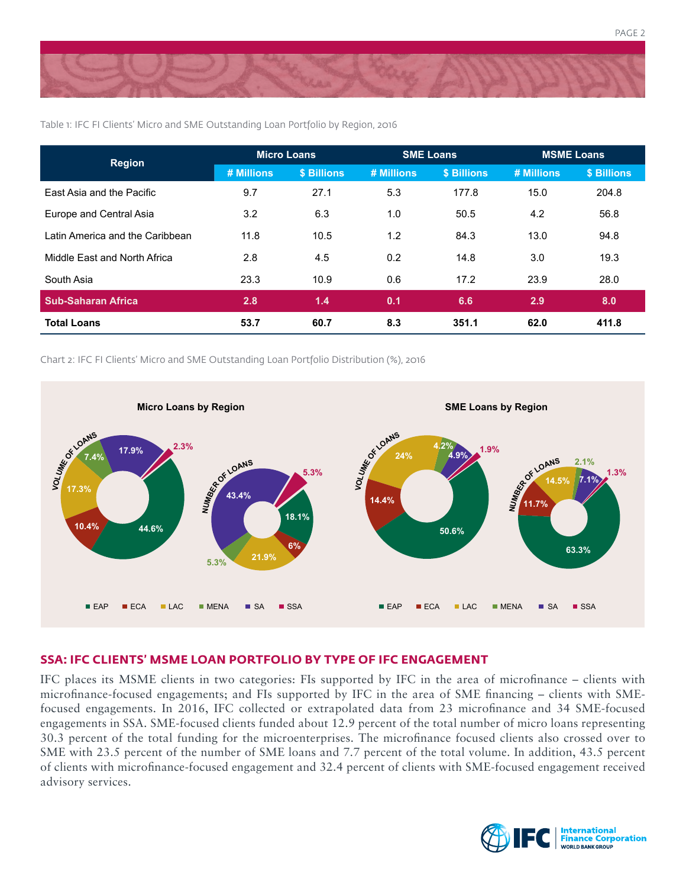Table 1: IFC FI Clients' Micro and SME Outstanding Loan Portfolio by Region, 2016

| Region | Micro Loans | | SME Loans | | MSME Loans | |
|---|---|---|---|---|---|---|
| | # Millions | $ Billions | # Millions | $ Billions | # Millions | $ Billions |
| East Asia and the Pacific | 9.7 | 27.1 | 5.3 | 177.8 | 15.0 | 204.8 |
| Europe and Central Asia | 3.2 | 6.3 | 1.0 | 50.5 | 4.2 | 56.8 |
| Latin America and the Caribbean | 11.8 | 10.5 | 1.2 | 84.3 | 13.0 | 94.8 |
| Middle East and North Africa | 2.8 | 4.5 | 0.2 | 14.8 | 3.0 | 19.3 |
| South Asia | 23.3 | 10.9 | 0.6 | 17.2 | 23.9 | 28.0 |
| **Sub-Saharan Africa** | **2.8** | **1.4** | **0.1** | **6.6** | **2.9** | **8.0** |
| **Total Loans** | **53.7** | **60.7** | **8.3** | **351.1** | **62.0** | **411.8** |

Chart 2: IFC FI Clients' Micro and SME Outstanding Loan Portfolio Distribution (%), 2016

**Micro Loans by Region**

| Region | Volume of Loans | Number of Loans |
|---|---|---|
| EAP | 44.6% | 18.1% |
| ECA | 10.4% | 6% |
| LAC | 17.3% | 21.9% |
| MENA | 7.4% | 5.3% |
| SA | 17.9% | 43.4% |
| SSA | 2.3% | 5.3% |

**SME Loans by Region**

| Region | Volume of Loans | Number of Loans |
|---|---|---|
| EAP | 50.6% | 63.3% |
| ECA | 14.4% | 11.7% |
| LAC | 24% | 14.5% |
| MENA | 4.2% | 2.1% |
| SA | 4.9% | 7.1% |
| SSA | 1.9% | 1.3% |

## SSA: IFC CLIENTS' MSME LOAN PORTFOLIO BY TYPE OF IFC ENGAGEMENT

IFC places its MSME clients in two categories: FIs supported by IFC in the area of microfinance – clients with microfinance-focused engagements; and FIs supported by IFC in the area of SME financing – clients with SME-focused engagements. In 2016, IFC collected or extrapolated data from 23 microfinance and 34 SME-focused engagements in SSA. SME-focused clients funded about 12.9 percent of the total number of micro loans representing 30.3 percent of the total funding for the microenterprises. The microfinance focused clients also crossed over to SME with 23.5 percent of the number of SME loans and 7.7 percent of the total volume. In addition, 43.5 percent of clients with microfinance-focused engagement and 32.4 percent of clients with SME-focused engagement received advisory services.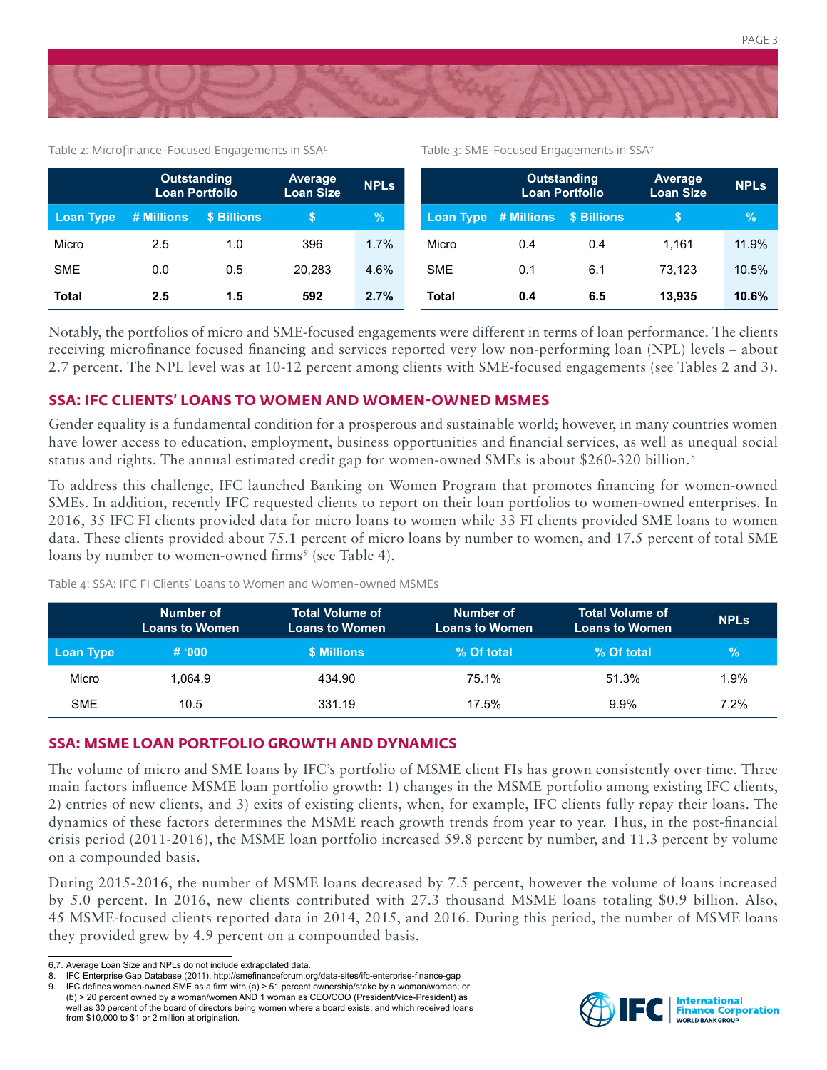Table 2: Microfinance-Focused Engagements in SSA[6]

| | Outstanding Loan Portfolio | | Average Loan Size | NPLs |
|---|---|---|---|---|
| Loan Type | # Millions | $ Billions | $ | % |
| Micro | 2.5 | 1.0 | 396 | 1.7% |
| SME | 0.0 | 0.5 | 20,283 | 4.6% |
| **Total** | **2.5** | **1.5** | **592** | **2.7%** |

Table 3: SME-Focused Engagements in SSA[7]

| | Outstanding Loan Portfolio | | Average Loan Size | NPLs |
|---|---|---|---|---|
| Loan Type | # Millions | $ Billions | $ | % |
| Micro | 0.4 | 0.4 | 1,161 | 11.9% |
| SME | 0.1 | 6.1 | 73,123 | 10.5% |
| **Total** | **0.4** | **6.5** | **13,935** | **10.6%** |

Notably, the portfolios of micro and SME-focused engagements were different in terms of loan performance. The clients receiving microfinance focused financing and services reported very low non-performing loan (NPL) levels – about 2.7 percent. The NPL level was at 10-12 percent among clients with SME-focused engagements (see Tables 2 and 3).

## SSA: IFC CLIENTS' LOANS TO WOMEN AND WOMEN-OWNED MSMES

Gender equality is a fundamental condition for a prosperous and sustainable world; however, in many countries women have lower access to education, employment, business opportunities and financial services, as well as unequal social status and rights. The annual estimated credit gap for women-owned SMEs is about $260-320 billion.[8]

To address this challenge, IFC launched Banking on Women Program that promotes financing for women-owned SMEs. In addition, recently IFC requested clients to report on their loan portfolios to women-owned enterprises. In 2016, 35 IFC FI clients provided data for micro loans to women while 33 FI clients provided SME loans to women data. These clients provided about 75.1 percent of micro loans by number to women, and 17.5 percent of total SME loans by number to women-owned firms[9] (see Table 4).

Table 4: SSA: IFC FI Clients' Loans to Women and Women-owned MSMEs

| | Number of Loans to Women | Total Volume of Loans to Women | Number of Loans to Women | Total Volume of Loans to Women | NPLs |
|---|---|---|---|---|---|
| Loan Type | # '000 | $ Millions | % Of total | % Of total | % |
| Micro | 1,064.9 | 434.90 | 75.1% | 51.3% | 1.9% |
| SME | 10.5 | 331.19 | 17.5% | 9.9% | 7.2% |

## SSA: MSME LOAN PORTFOLIO GROWTH AND DYNAMICS

The volume of micro and SME loans by IFC's portfolio of MSME client FIs has grown consistently over time. Three main factors influence MSME loan portfolio growth: 1) changes in the MSME portfolio among existing IFC clients, 2) entries of new clients, and 3) exits of existing clients, when, for example, IFC clients fully repay their loans. The dynamics of these factors determines the MSME reach growth trends from year to year. Thus, in the post-financial crisis period (2011-2016), the MSME loan portfolio increased 59.8 percent by number, and 11.3 percent by volume on a compounded basis.

During 2015-2016, the number of MSME loans decreased by 7.5 percent, however the volume of loans increased by 5.0 percent. In 2016, new clients contributed with 27.3 thousand MSME loans totaling $0.9 billion. Also, 45 MSME-focused clients reported data in 2014, 2015, and 2016. During this period, the number of MSME loans they provided grew by 4.9 percent on a compounded basis.

---

6,7. Average Loan Size and NPLs do not include extrapolated data.
8. IFC Enterprise Gap Database (2011). http://smefinanceforum.org/data-sites/ifc-enterprise-finance-gap
9. IFC defines women-owned SME as a firm with (a) > 51 percent ownership/stake by a woman/women; or (b) > 20 percent owned by a woman/women AND 1 woman as CEO/COO (President/Vice-President) as well as 30 percent of the board of directors being women where a board exists; and which received loans from $10,000 to $1 or 2 million at origination.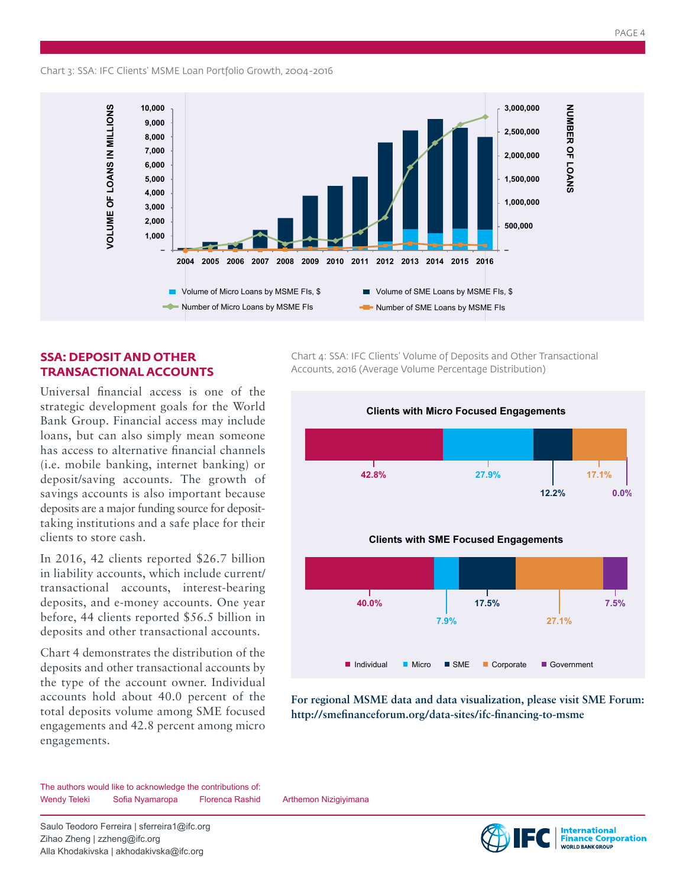Chart 3: SSA: IFC Clients' MSME Loan Portfolio Growth, 2004-2016

VOLUME OF LOANS IN MILLIONS

10,000
9,000
8,000
7,000
6,000
5,000
4,000
3,000
2,000
1,000
–

NUMBER OF LOANS

3,000,000
2,500,000
2,000,000
1,500,000
1,000,000
500,000
–

2004 2005 2006 2007 2008 2009 2010 2011 2012 2013 2014 2015 2016

Volume of Micro Loans by MSME FIs, $
Volume of SME Loans by MSME FIs, $
Number of Micro Loans by MSME FIs
Number of SME Loans by MSME FIs

## SSA: DEPOSIT AND OTHER TRANSACTIONAL ACCOUNTS

Universal financial access is one of the strategic development goals for the World Bank Group. Financial access may include loans, but can also simply mean someone has access to alternative financial channels (i.e. mobile banking, internet banking) or deposit/saving accounts. The growth of savings accounts is also important because deposits are a major funding source for deposit-taking institutions and a safe place for their clients to store cash.

In 2016, 42 clients reported $26.7 billion in liability accounts, which include current/transactional accounts, interest-bearing deposits, and e-money accounts. One year before, 44 clients reported $56.5 billion in deposits and other transactional accounts.

Chart 4 demonstrates the distribution of the deposits and other transactional accounts by the type of the account owner. Individual accounts hold about 40.0 percent of the total deposits volume among SME focused engagements and 42.8 percent among micro engagements.

Chart 4: SSA: IFC Clients' Volume of Deposits and Other Transactional Accounts, 2016 (Average Volume Percentage Distribution)

Clients with Micro Focused Engagements

42.8%
27.9%
12.2%
17.1%
0.0%

Clients with SME Focused Engagements

40.0%
7.9%
17.5%
27.1%
7.5%

Individual
Micro
SME
Corporate
Government

**For regional MSME data and data visualization, please visit SME Forum: http://smefinanceforum.org/data-sites/ifc-financing-to-msme**

The authors would like to acknowledge the contributions of:
Wendy Teleki    Sofia Nyamaropa    Florencia Rashid    Arthemon Nizigiyimana

Saulo Teodoro Ferreira | sferreira1@ifc.org
Zihao Zheng | zzheng@ifc.org
Alla Khodakivska | akhodakivska@ifc.org

IFC International Finance Corporation
WORLD BANK GROUP